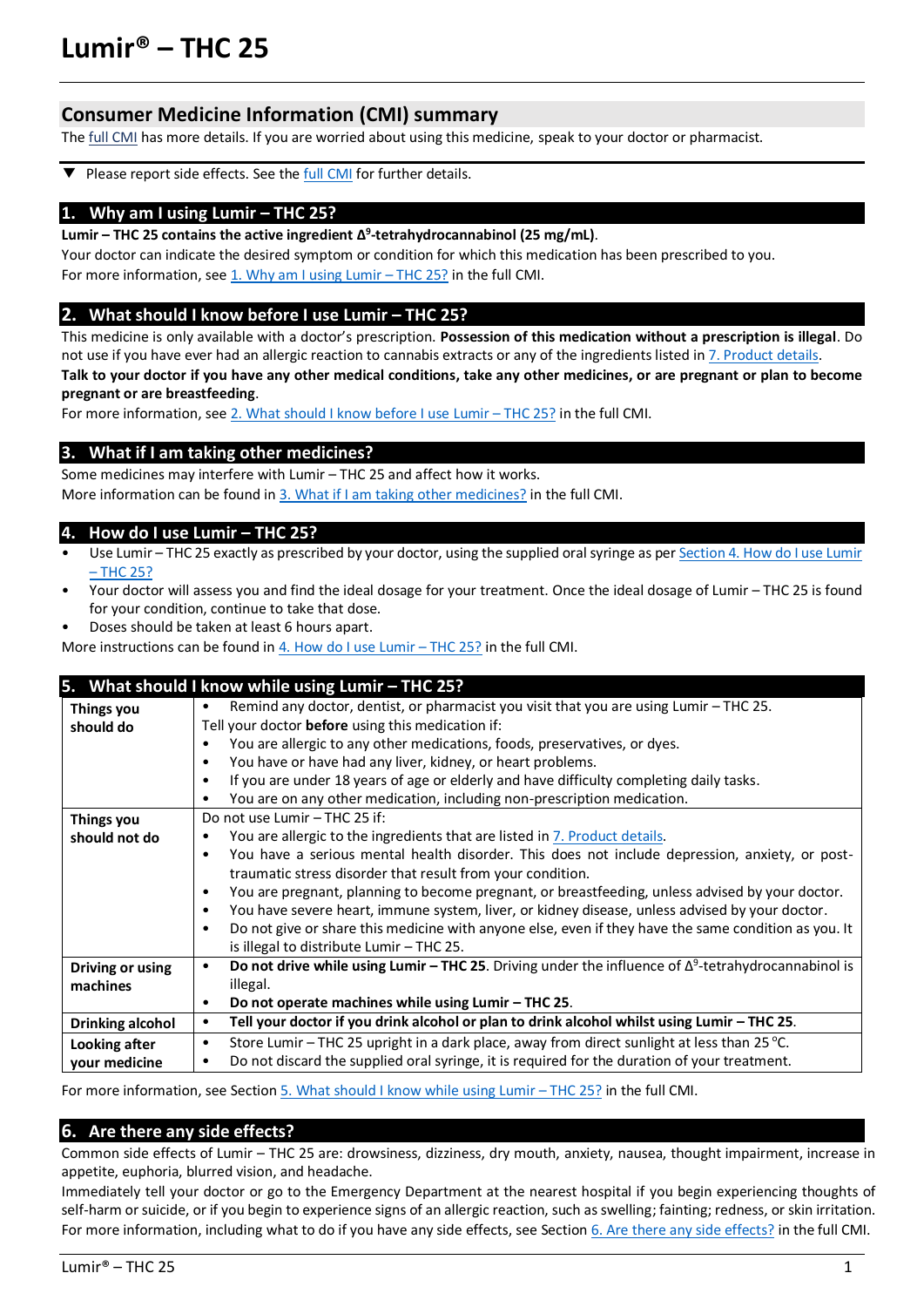# Lumir® – THC 25

## Consumer Medicine Information (CMI) summary

The full CMI has more details. If you are worried about using this medicine, speak to your doctor or pharmacist.

▼ Please report side effects. See the full CMI for further details.

## 1. Why am I using Lumir – THC 25?

**Lumir – THC 25 contains the active ingredient Δ$^9$-tetrahydrocannabinol (25 mg/mL)**.

Your doctor can indicate the desired symptom or condition for which this medication has been prescribed to you.

For more information, see 1. Why am I using Lumir – THC 25? in the full CMI.

## 2. What should I know before I use Lumir – THC 25?

This medicine is only available with a doctor's prescription. **Possession of this medication without a prescription is illegal**. Do not use if you have ever had an allergic reaction to cannabis extracts or any of the ingredients listed in 7. Product details.

**Talk to your doctor if you have any other medical conditions, take any other medicines, or are pregnant or plan to become pregnant or are breastfeeding**.

For more information, see 2. What should I know before I use Lumir – THC 25? in the full CMI.

## 3. What if I am taking other medicines?

Some medicines may interfere with Lumir – THC 25 and affect how it works.

More information can be found in 3. What if I am taking other medicines? in the full CMI.

## 4. How do I use Lumir – THC 25?

- Use Lumir – THC 25 exactly as prescribed by your doctor, using the supplied oral syringe as per Section 4. How do I use Lumir – THC 25?
- Your doctor will assess you and find the ideal dosage for your treatment. Once the ideal dosage of Lumir – THC 25 is found for your condition, continue to take that dose.
- Doses should be taken at least 6 hours apart.

More instructions can be found in 4. How do I use Lumir – THC 25? in the full CMI.

## 5. What should I know while using Lumir – THC 25?

| | |
|---|---|
| **Things you should do** | • Remind any doctor, dentist, or pharmacist you visit that you are using Lumir – THC 25.<br>Tell your doctor **before** using this medication if:<br>• You are allergic to any other medications, foods, preservatives, or dyes.<br>• You have or have had any liver, kidney, or heart problems.<br>• If you are under 18 years of age or elderly and have difficulty completing daily tasks.<br>• You are on any other medication, including non-prescription medication. |
| **Things you should not do** | Do not use Lumir – THC 25 if:<br>• You are allergic to the ingredients that are listed in 7. Product details.<br>• You have a serious mental health disorder. This does not include depression, anxiety, or post-traumatic stress disorder that result from your condition.<br>• You are pregnant, planning to become pregnant, or breastfeeding, unless advised by your doctor.<br>• You have severe heart, immune system, liver, or kidney disease, unless advised by your doctor.<br>• Do not give or share this medicine with anyone else, even if they have the same condition as you. It is illegal to distribute Lumir – THC 25. |
| **Driving or using machines** | • **Do not drive while using Lumir – THC 25**. Driving under the influence of Δ$^9$-tetrahydrocannabinol is illegal.<br>• **Do not operate machines while using Lumir – THC 25**. |
| **Drinking alcohol** | • **Tell your doctor if you drink alcohol or plan to drink alcohol whilst using Lumir – THC 25**. |
| **Looking after your medicine** | • Store Lumir – THC 25 upright in a dark place, away from direct sunlight at less than 25 °C.<br>• Do not discard the supplied oral syringe, it is required for the duration of your treatment. |

For more information, see Section 5. What should I know while using Lumir – THC 25? in the full CMI.

## 6. Are there any side effects?

Common side effects of Lumir – THC 25 are: drowsiness, dizziness, dry mouth, anxiety, nausea, thought impairment, increase in appetite, euphoria, blurred vision, and headache.

Immediately tell your doctor or go to the Emergency Department at the nearest hospital if you begin experiencing thoughts of self-harm or suicide, or if you begin to experience signs of an allergic reaction, such as swelling; fainting; redness, or skin irritation.

For more information, including what to do if you have any side effects, see Section 6. Are there any side effects? in the full CMI.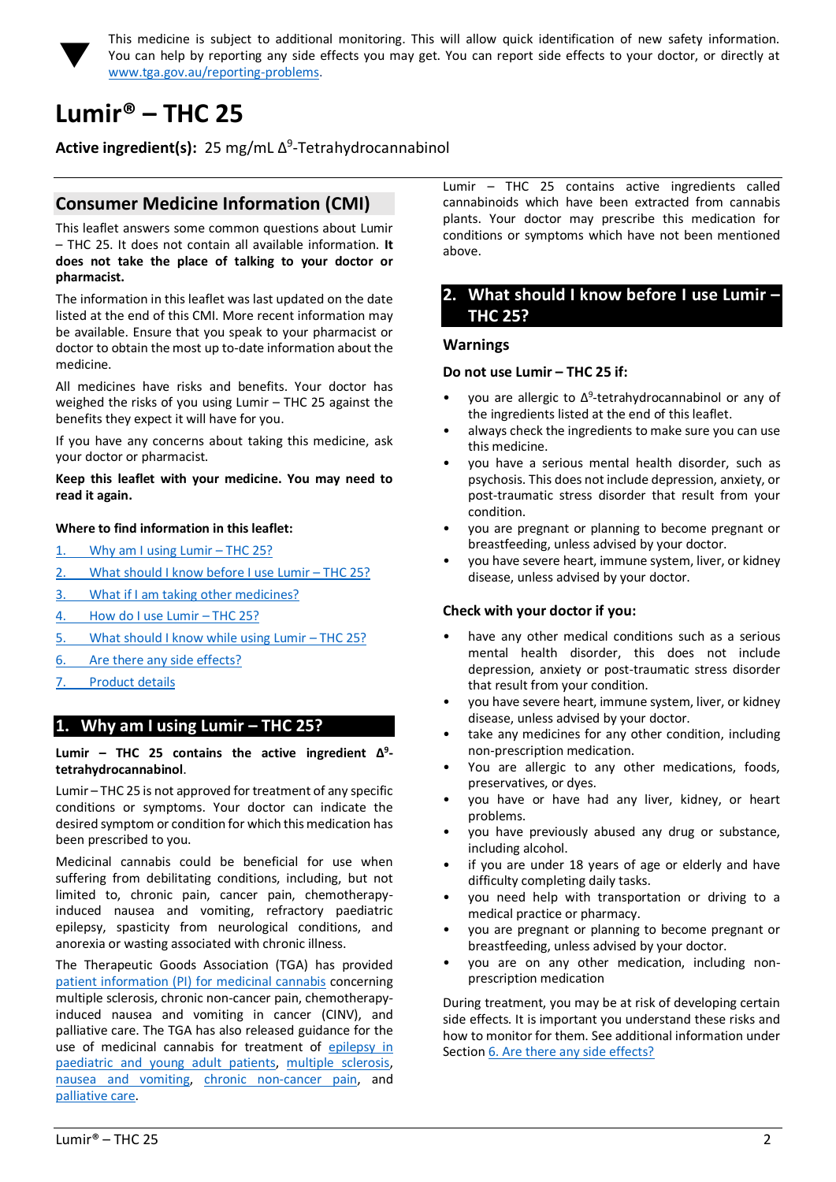This medicine is subject to additional monitoring. This will allow quick identification of new safety information. You can help by reporting any side effects you may get. You can report side effects to your doctor, or directly at www.tga.gov.au/reporting-problems.

# Lumir® – THC 25

**Active ingredient(s):** 25 mg/mL $\Delta^9$-Tetrahydrocannabinol

## Consumer Medicine Information (CMI)

This leaflet answers some common questions about Lumir – THC 25. It does not contain all available information. **It does not take the place of talking to your doctor or pharmacist.**

The information in this leaflet was last updated on the date listed at the end of this CMI. More recent information may be available. Ensure that you speak to your pharmacist or doctor to obtain the most up to-date information about the medicine.

All medicines have risks and benefits. Your doctor has weighed the risks of you using Lumir – THC 25 against the benefits they expect it will have for you.

If you have any concerns about taking this medicine, ask your doctor or pharmacist.

**Keep this leaflet with your medicine. You may need to read it again.**

**Where to find information in this leaflet:**

1. Why am I using Lumir – THC 25?
2. What should I know before I use Lumir – THC 25?
3. What if I am taking other medicines?
4. How do I use Lumir – THC 25?
5. What should I know while using Lumir – THC 25?
6. Are there any side effects?
7. Product details

## 1. Why am I using Lumir – THC 25?

**Lumir – THC 25 contains the active ingredient $\Delta^9$-tetrahydrocannabinol**.

Lumir – THC 25 is not approved for treatment of any specific conditions or symptoms. Your doctor can indicate the desired symptom or condition for which this medication has been prescribed to you.

Medicinal cannabis could be beneficial for use when suffering from debilitating conditions, including, but not limited to, chronic pain, cancer pain, chemotherapy-induced nausea and vomiting, refractory paediatric epilepsy, spasticity from neurological conditions, and anorexia or wasting associated with chronic illness.

The Therapeutic Goods Association (TGA) has provided patient information (PI) for medicinal cannabis concerning multiple sclerosis, chronic non-cancer pain, chemotherapy-induced nausea and vomiting in cancer (CINV), and palliative care. The TGA has also released guidance for the use of medicinal cannabis for treatment of epilepsy in paediatric and young adult patients, multiple sclerosis, nausea and vomiting, chronic non-cancer pain, and palliative care.

Lumir – THC 25 contains active ingredients called cannabinoids which have been extracted from cannabis plants. Your doctor may prescribe this medication for conditions or symptoms which have not been mentioned above.

## 2. What should I know before I use Lumir – THC 25?

### Warnings

**Do not use Lumir – THC 25 if:**

- you are allergic to $\Delta^9$-tetrahydrocannabinol or any of the ingredients listed at the end of this leaflet.
- always check the ingredients to make sure you can use this medicine.
- you have a serious mental health disorder, such as psychosis. This does not include depression, anxiety, or post-traumatic stress disorder that result from your condition.
- you are pregnant or planning to become pregnant or breastfeeding, unless advised by your doctor.
- you have severe heart, immune system, liver, or kidney disease, unless advised by your doctor.

**Check with your doctor if you:**

- have any other medical conditions such as a serious mental health disorder, this does not include depression, anxiety or post-traumatic stress disorder that result from your condition.
- you have severe heart, immune system, liver, or kidney disease, unless advised by your doctor.
- take any medicines for any other condition, including non-prescription medication.
- You are allergic to any other medications, foods, preservatives, or dyes.
- you have or have had any liver, kidney, or heart problems.
- you have previously abused any drug or substance, including alcohol.
- if you are under 18 years of age or elderly and have difficulty completing daily tasks.
- you need help with transportation or driving to a medical practice or pharmacy.
- you are pregnant or planning to become pregnant or breastfeeding, unless advised by your doctor.
- you are on any other medication, including non-prescription medication

During treatment, you may be at risk of developing certain side effects. It is important you understand these risks and how to monitor for them. See additional information under Section 6. Are there any side effects?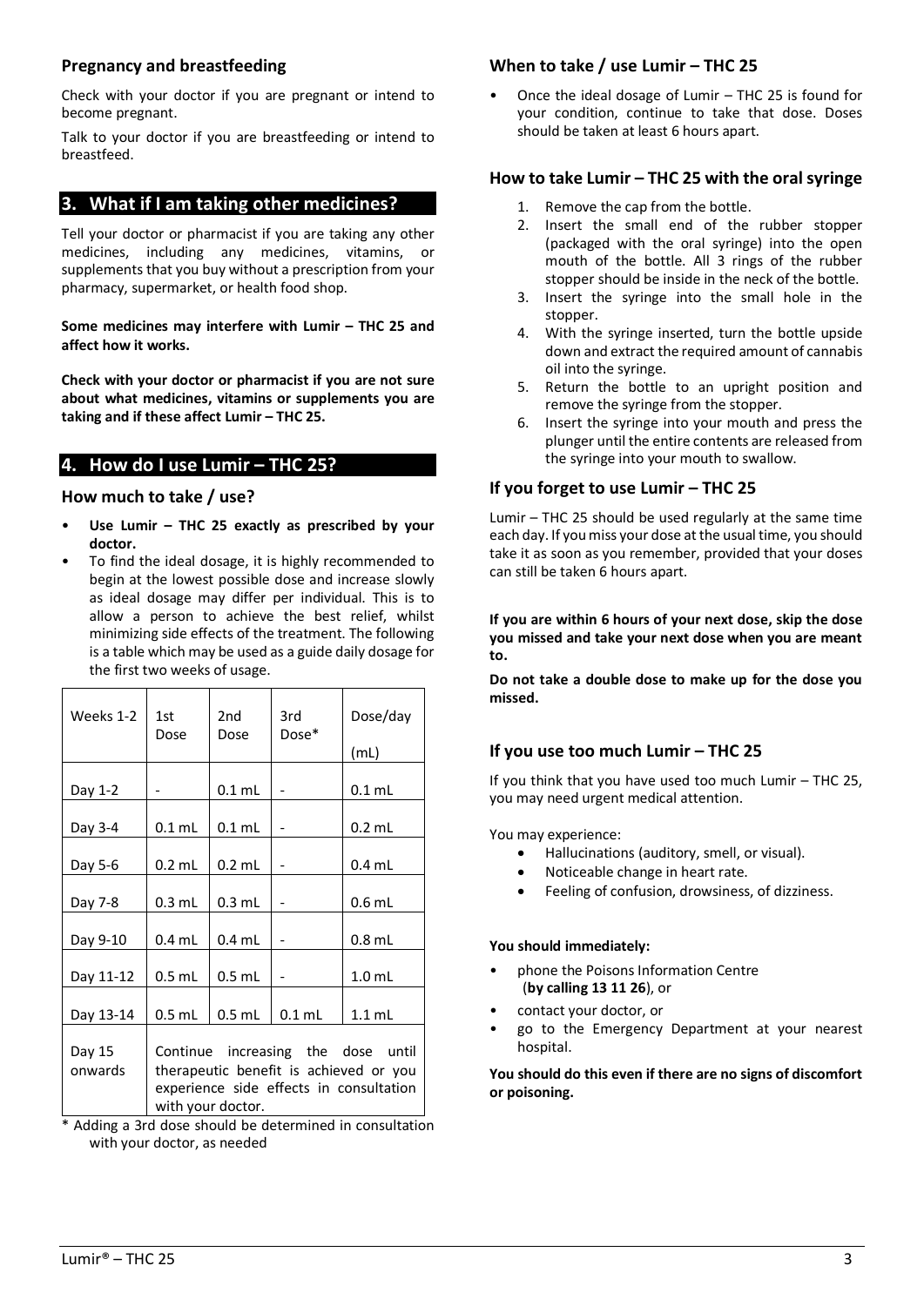### Pregnancy and breastfeeding

Check with your doctor if you are pregnant or intend to become pregnant.

Talk to your doctor if you are breastfeeding or intend to breastfeed.

## 3. What if I am taking other medicines?

Tell your doctor or pharmacist if you are taking any other medicines, including any medicines, vitamins, or supplements that you buy without a prescription from your pharmacy, supermarket, or health food shop.

**Some medicines may interfere with Lumir – THC 25 and affect how it works.**

**Check with your doctor or pharmacist if you are not sure about what medicines, vitamins or supplements you are taking and if these affect Lumir – THC 25.**

## 4. How do I use Lumir – THC 25?

### How much to take / use?

- **Use Lumir – THC 25 exactly as prescribed by your doctor.**
- To find the ideal dosage, it is highly recommended to begin at the lowest possible dose and increase slowly as ideal dosage may differ per individual. This is to allow a person to achieve the best relief, whilst minimizing side effects of the treatment. The following is a table which may be used as a guide daily dosage for the first two weeks of usage.

| Weeks 1-2 | 1st Dose | 2nd Dose | 3rd Dose* | Dose/day (mL) |
|---|---|---|---|---|
| Day 1-2 | - | 0.1 mL | - | 0.1 mL |
| Day 3-4 | 0.1 mL | 0.1 mL | - | 0.2 mL |
| Day 5-6 | 0.2 mL | 0.2 mL | - | 0.4 mL |
| Day 7-8 | 0.3 mL | 0.3 mL | - | 0.6 mL |
| Day 9-10 | 0.4 mL | 0.4 mL | - | 0.8 mL |
| Day 11-12 | 0.5 mL | 0.5 mL | - | 1.0 mL |
| Day 13-14 | 0.5 mL | 0.5 mL | 0.1 mL | 1.1 mL |
| Day 15 onwards | Continue increasing the dose until therapeutic benefit is achieved or you experience side effects in consultation with your doctor. | | | |

\* Adding a 3rd dose should be determined in consultation with your doctor, as needed

### When to take / use Lumir – THC 25

- Once the ideal dosage of Lumir – THC 25 is found for your condition, continue to take that dose. Doses should be taken at least 6 hours apart.

### How to take Lumir – THC 25 with the oral syringe

1. Remove the cap from the bottle.
2. Insert the small end of the rubber stopper (packaged with the oral syringe) into the open mouth of the bottle. All 3 rings of the rubber stopper should be inside in the neck of the bottle.
3. Insert the syringe into the small hole in the stopper.
4. With the syringe inserted, turn the bottle upside down and extract the required amount of cannabis oil into the syringe.
5. Return the bottle to an upright position and remove the syringe from the stopper.
6. Insert the syringe into your mouth and press the plunger until the entire contents are released from the syringe into your mouth to swallow.

### If you forget to use Lumir – THC 25

Lumir – THC 25 should be used regularly at the same time each day. If you miss your dose at the usual time, you should take it as soon as you remember, provided that your doses can still be taken 6 hours apart.

**If you are within 6 hours of your next dose, skip the dose you missed and take your next dose when you are meant to.**

**Do not take a double dose to make up for the dose you missed.**

### If you use too much Lumir – THC 25

If you think that you have used too much Lumir – THC 25, you may need urgent medical attention.

You may experience:

- Hallucinations (auditory, smell, or visual).
- Noticeable change in heart rate.
- Feeling of confusion, drowsiness, of dizziness.

**You should immediately:**

- phone the Poisons Information Centre (**by calling 13 11 26**), or
- contact your doctor, or
- go to the Emergency Department at your nearest hospital.

**You should do this even if there are no signs of discomfort or poisoning.**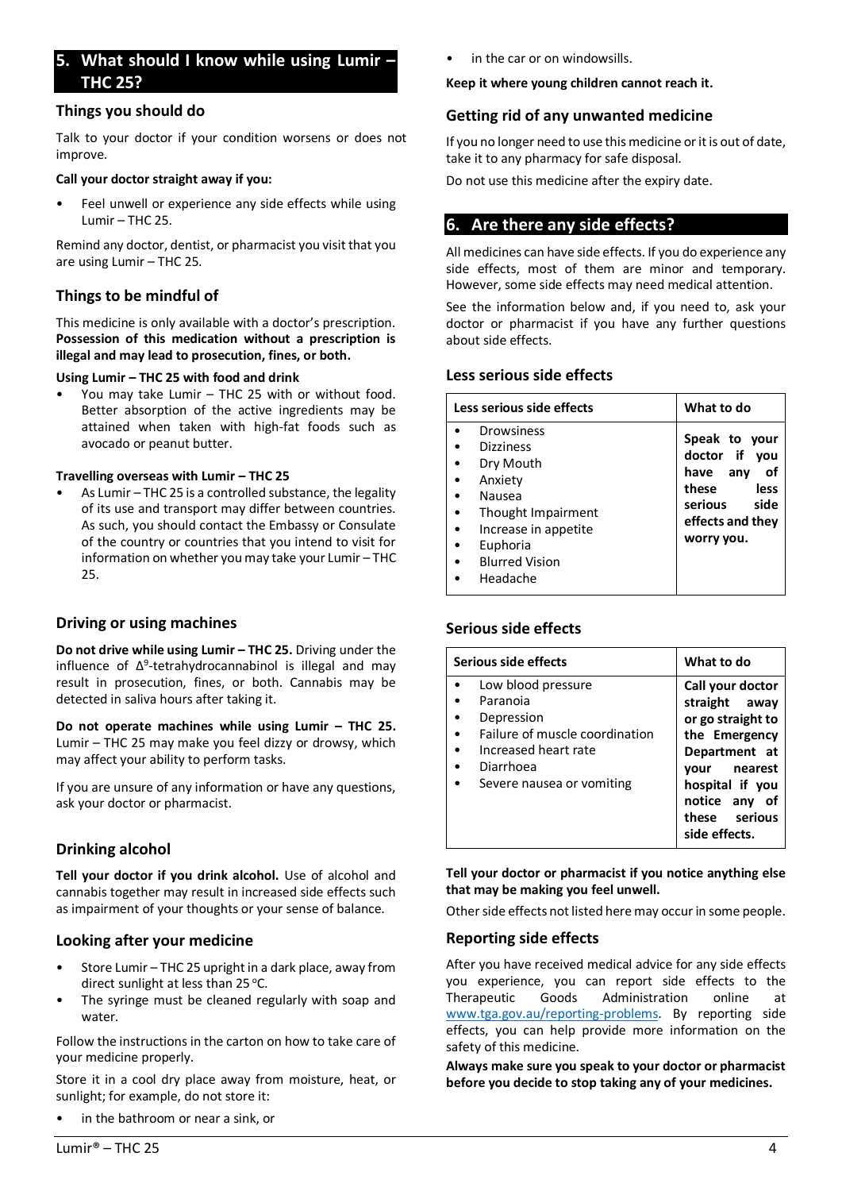## 5. What should I know while using Lumir – THC 25?

### Things you should do

Talk to your doctor if your condition worsens or does not improve.

**Call your doctor straight away if you:**

- Feel unwell or experience any side effects while using Lumir – THC 25.

Remind any doctor, dentist, or pharmacist you visit that you are using Lumir – THC 25.

### Things to be mindful of

This medicine is only available with a doctor's prescription. **Possession of this medication without a prescription is illegal and may lead to prosecution, fines, or both.**

**Using Lumir – THC 25 with food and drink**

- You may take Lumir – THC 25 with or without food. Better absorption of the active ingredients may be attained when taken with high-fat foods such as avocado or peanut butter.

**Travelling overseas with Lumir – THC 25**

- As Lumir – THC 25 is a controlled substance, the legality of its use and transport may differ between countries. As such, you should contact the Embassy or Consulate of the country or countries that you intend to visit for information on whether you may take your Lumir – THC 25.

### Driving or using machines

**Do not drive while using Lumir – THC 25.** Driving under the influence of $\Delta^9$-tetrahydrocannabinol is illegal and may result in prosecution, fines, or both. Cannabis may be detected in saliva hours after taking it.

**Do not operate machines while using Lumir – THC 25.** Lumir – THC 25 may make you feel dizzy or drowsy, which may affect your ability to perform tasks.

If you are unsure of any information or have any questions, ask your doctor or pharmacist.

### Drinking alcohol

**Tell your doctor if you drink alcohol.** Use of alcohol and cannabis together may result in increased side effects such as impairment of your thoughts or your sense of balance.

### Looking after your medicine

- Store Lumir – THC 25 upright in a dark place, away from direct sunlight at less than 25 °C.
- The syringe must be cleaned regularly with soap and water.

Follow the instructions in the carton on how to take care of your medicine properly.

Store it in a cool dry place away from moisture, heat, or sunlight; for example, do not store it:

- in the bathroom or near a sink, or
- in the car or on windowsills.

**Keep it where young children cannot reach it.**

### Getting rid of any unwanted medicine

If you no longer need to use this medicine or it is out of date, take it to any pharmacy for safe disposal.

Do not use this medicine after the expiry date.

## 6. Are there any side effects?

All medicines can have side effects. If you do experience any side effects, most of them are minor and temporary. However, some side effects may need medical attention.

See the information below and, if you need to, ask your doctor or pharmacist if you have any further questions about side effects.

### Less serious side effects

| Less serious side effects | What to do |
|---|---|
| • Drowsiness<br>• Dizziness<br>• Dry Mouth<br>• Anxiety<br>• Nausea<br>• Thought Impairment<br>• Increase in appetite<br>• Euphoria<br>• Blurred Vision<br>• Headache | **Speak to your doctor if you have any of these less serious side effects and they worry you.** |

### Serious side effects

| Serious side effects | What to do |
|---|---|
| • Low blood pressure<br>• Paranoia<br>• Depression<br>• Failure of muscle coordination<br>• Increased heart rate<br>• Diarrhoea<br>• Severe nausea or vomiting | **Call your doctor straight away or go straight to the Emergency Department at your nearest hospital if you notice any of these serious side effects.** |

**Tell your doctor or pharmacist if you notice anything else that may be making you feel unwell.**

Other side effects not listed here may occur in some people.

### Reporting side effects

After you have received medical advice for any side effects you experience, you can report side effects to the Therapeutic Goods Administration online at www.tga.gov.au/reporting-problems. By reporting side effects, you can help provide more information on the safety of this medicine.

**Always make sure you speak to your doctor or pharmacist before you decide to stop taking any of your medicines.**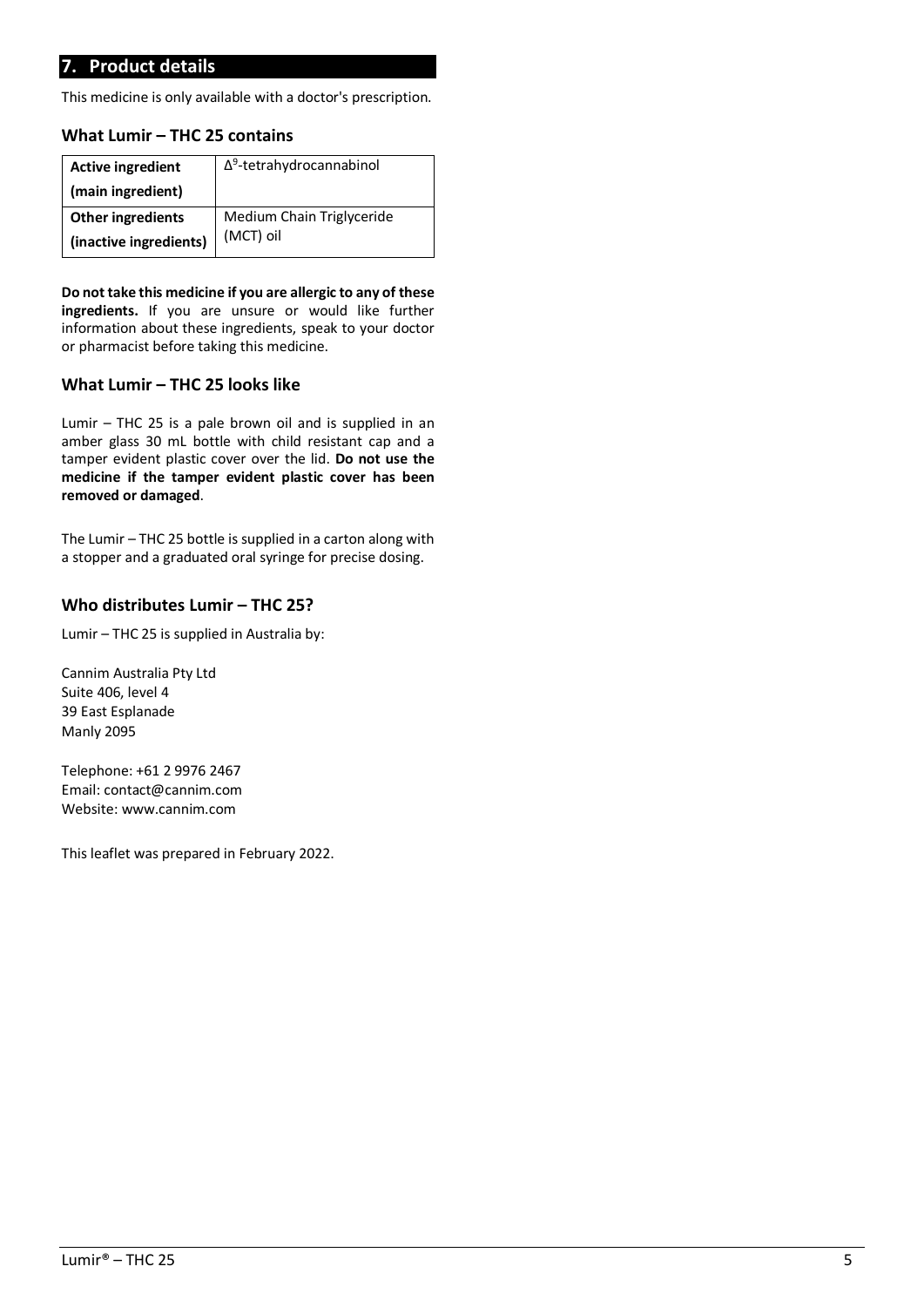## 7. Product details

This medicine is only available with a doctor's prescription.

### What Lumir – THC 25 contains

| | |
|---|---|
| **Active ingredient (main ingredient)** | $\Delta^9$-tetrahydrocannabinol |
| **Other ingredients (inactive ingredients)** | Medium Chain Triglyceride (MCT) oil |

**Do not take this medicine if you are allergic to any of these ingredients.** If you are unsure or would like further information about these ingredients, speak to your doctor or pharmacist before taking this medicine.

### What Lumir – THC 25 looks like

Lumir – THC 25 is a pale brown oil and is supplied in an amber glass 30 mL bottle with child resistant cap and a tamper evident plastic cover over the lid. **Do not use the medicine if the tamper evident plastic cover has been removed or damaged**.

The Lumir – THC 25 bottle is supplied in a carton along with a stopper and a graduated oral syringe for precise dosing.

### Who distributes Lumir – THC 25?

Lumir – THC 25 is supplied in Australia by:

Cannim Australia Pty Ltd
Suite 406, level 4
39 East Esplanade
Manly 2095

Telephone: +61 2 9976 2467
Email: contact@cannim.com
Website: www.cannim.com

This leaflet was prepared in February 2022.